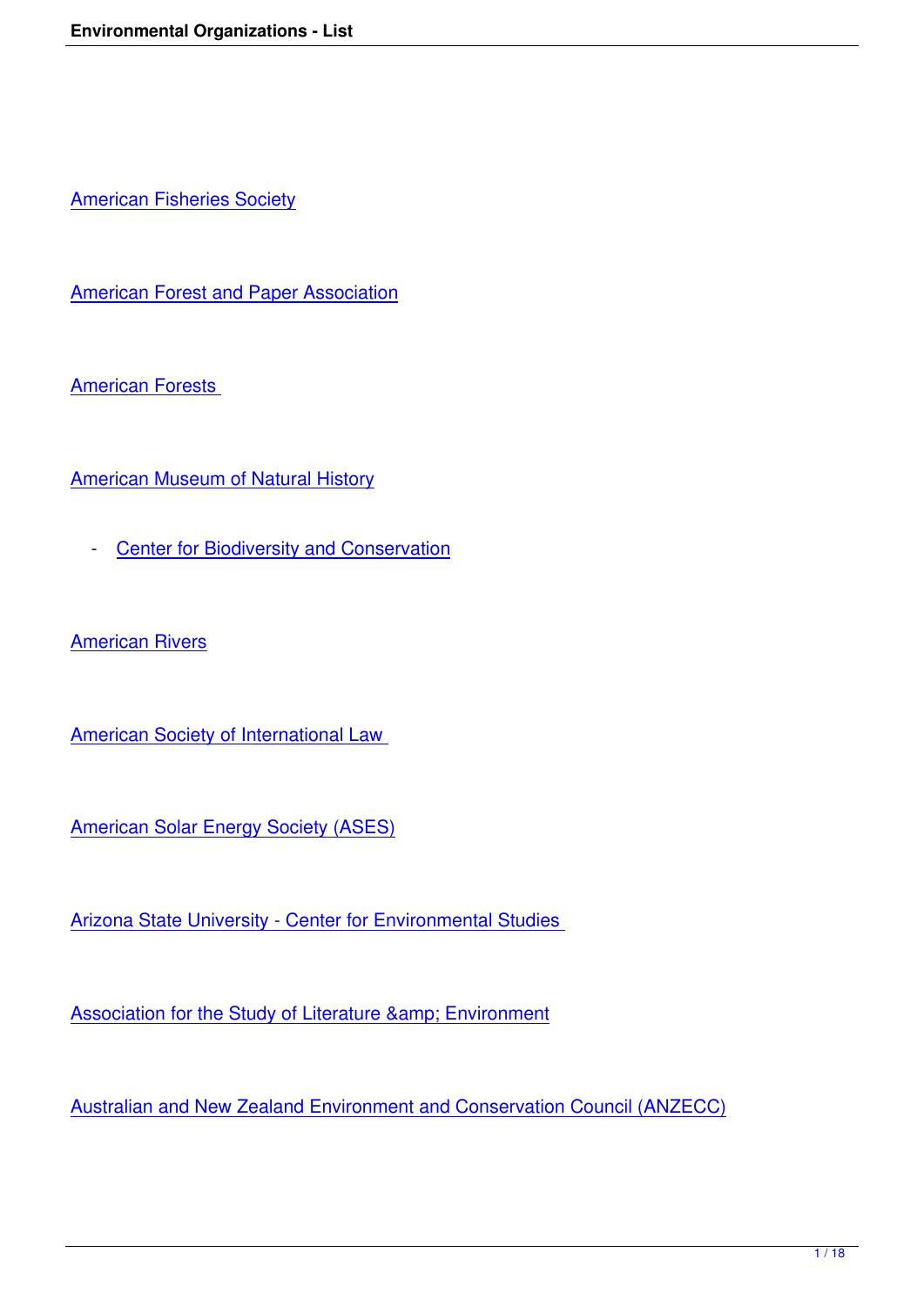American Fisheries Society

American Forest and Paper Association

American Forests

American Museum of Natural History

- Center for Biodiversity and Conservation

American Rivers

American Society of International Law

American Solar Energy Society (ASES)

Arizona State University - Center for Environmental Studies

Association for the Study of Literature &amp; Environment

Australian and New Zealand Environment and Conservation Council (ANZECC)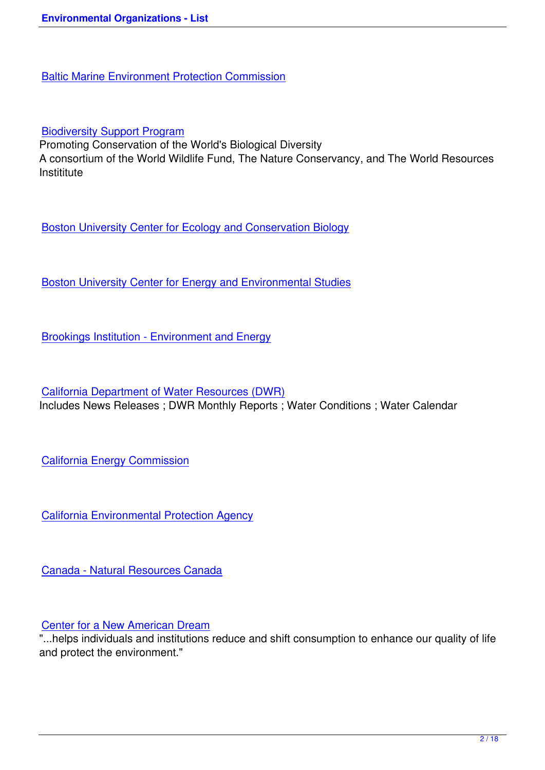Baltic Marine Environment Protection Commission

Biodiversity Support Program
Promoting Conservation of the World's Biological Diversity
A consortium of the World Wildlife Fund, The Nature Conservancy, and The World Resources Instititute

Boston University Center for Ecology and Conservation Biology

Boston University Center for Energy and Environmental Studies

Brookings Institution - Environment and Energy

California Department of Water Resources (DWR)
Includes News Releases ; DWR Monthly Reports ; Water Conditions ; Water Calendar

California Energy Commission

California Environmental Protection Agency

Canada - Natural Resources Canada

Center for a New American Dream
"...helps individuals and institutions reduce and shift consumption to enhance our quality of life and protect the environment."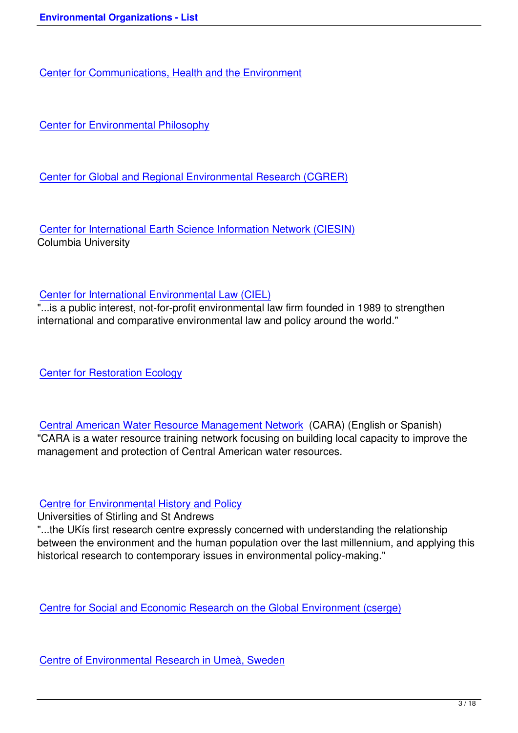Center for Communications, Health and the Environment

Center for Environmental Philosophy

Center for Global and Regional Environmental Research (CGRER)

Center for International Earth Science Information Network (CIESIN)
Columbia University

Center for International Environmental Law (CIEL)
"...is a public interest, not-for-profit environmental law firm founded in 1989 to strengthen international and comparative environmental law and policy around the world."

Center for Restoration Ecology

Central American Water Resource Management Network (CARA) (English or Spanish)
"CARA is a water resource training network focusing on building local capacity to improve the management and protection of Central American water resources.

Centre for Environmental History and Policy
Universities of Stirling and St Andrews
"...the UKís first research centre expressly concerned with understanding the relationship between the environment and the human population over the last millennium, and applying this historical research to contemporary issues in environmental policy-making."

Centre for Social and Economic Research on the Global Environment (cserge)

Centre of Environmental Research in Umeå, Sweden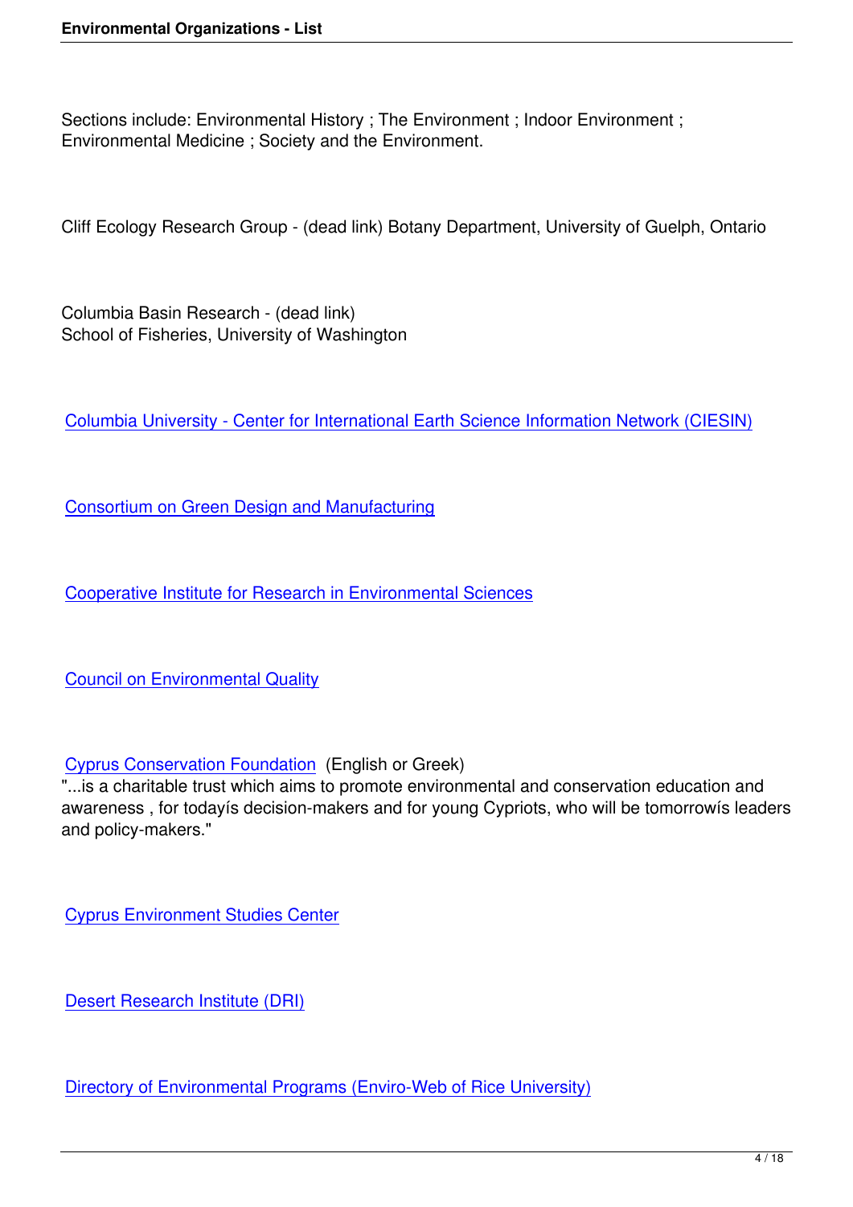Sections include: Environmental History ; The Environment ; Indoor Environment ; Environmental Medicine ; Society and the Environment.

Cliff Ecology Research Group - (dead link) Botany Department, University of Guelph, Ontario

Columbia Basin Research - (dead link)
School of Fisheries, University of Washington

Columbia University - Center for International Earth Science Information Network (CIESIN)

Consortium on Green Design and Manufacturing

Cooperative Institute for Research in Environmental Sciences

Council on Environmental Quality

Cyprus Conservation Foundation (English or Greek)
"...is a charitable trust which aims to promote environmental and conservation education and awareness , for todayís decision-makers and for young Cypriots, who will be tomorrowís leaders and policy-makers."

Cyprus Environment Studies Center

Desert Research Institute (DRI)

Directory of Environmental Programs (Enviro-Web of Rice University)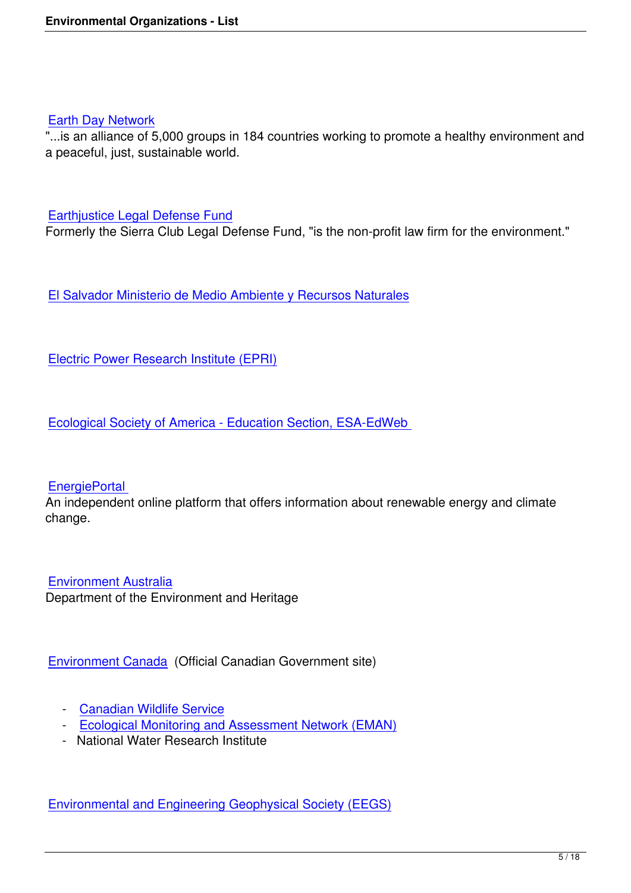Earth Day Network

"...is an alliance of 5,000 groups in 184 countries working to promote a healthy environment and a peaceful, just, sustainable world.

Earthjustice Legal Defense Fund

Formerly the Sierra Club Legal Defense Fund, "is the non-profit law firm for the environment."

El Salvador Ministerio de Medio Ambiente y Recursos Naturales

Electric Power Research Institute (EPRI)

Ecological Society of America - Education Section, ESA-EdWeb

EnergiePortal

An independent online platform that offers information about renewable energy and climate change.

Environment Australia

Department of the Environment and Heritage

Environment Canada (Official Canadian Government site)

- Canadian Wildlife Service
- Ecological Monitoring and Assessment Network (EMAN)
- National Water Research Institute

Environmental and Engineering Geophysical Society (EEGS)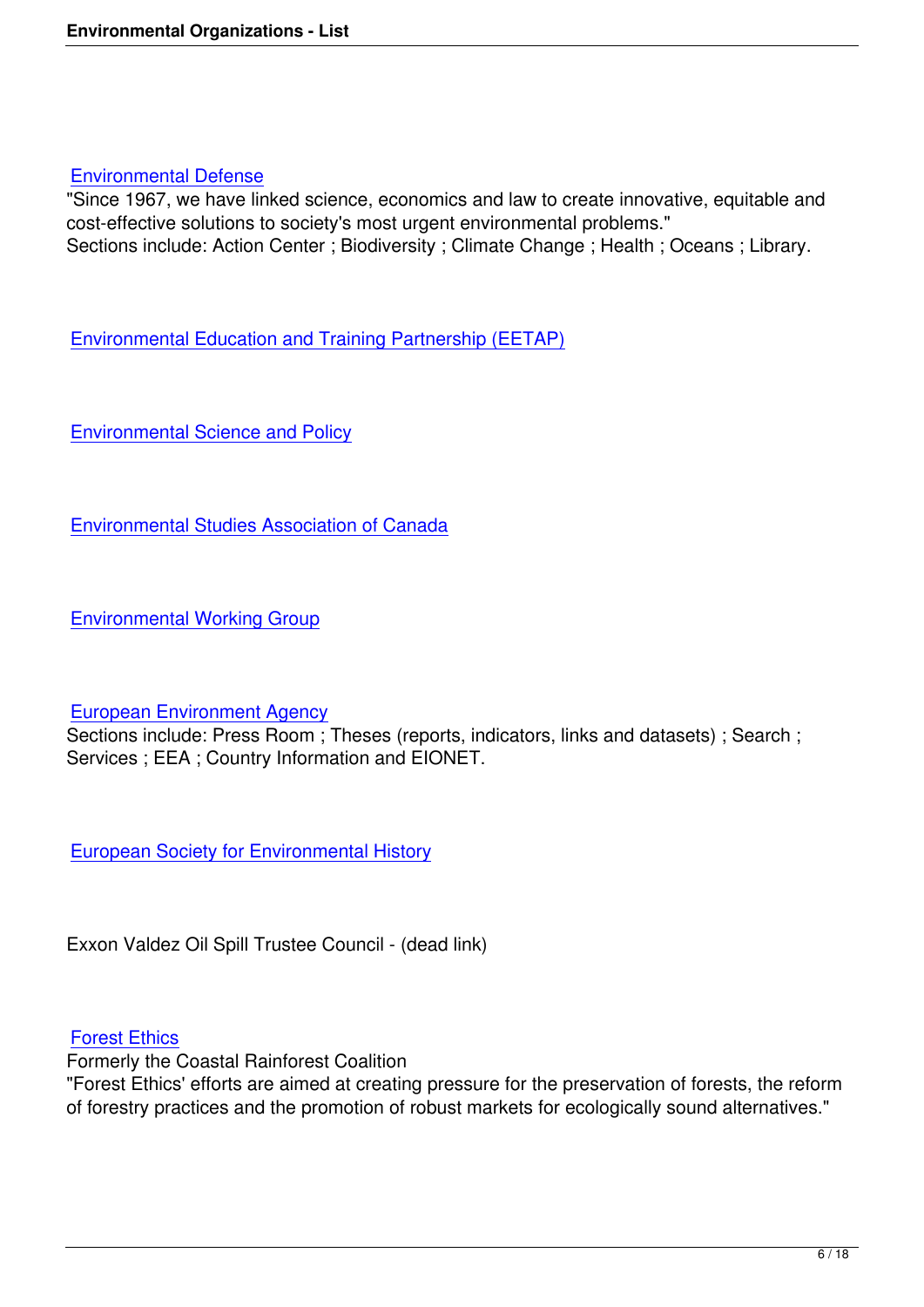[Environmental Defense]
"Since 1967, we have linked science, economics and law to create innovative, equitable and cost-effective solutions to society's most urgent environmental problems."
Sections include: Action Center ; Biodiversity ; Climate Change ; Health ; Oceans ; Library.

[Environmental Education and Training Partnership (EETAP)]

[Environmental Science and Policy]

[Environmental Studies Association of Canada]

[Environmental Working Group]

[European Environment Agency]
Sections include: Press Room ; Theses (reports, indicators, links and datasets) ; Search ; Services ; EEA ; Country Information and EIONET.

[European Society for Environmental History]

Exxon Valdez Oil Spill Trustee Council - (dead link)

[Forest Ethics]
Formerly the Coastal Rainforest Coalition
"Forest Ethics' efforts are aimed at creating pressure for the preservation of forests, the reform of forestry practices and the promotion of robust markets for ecologically sound alternatives."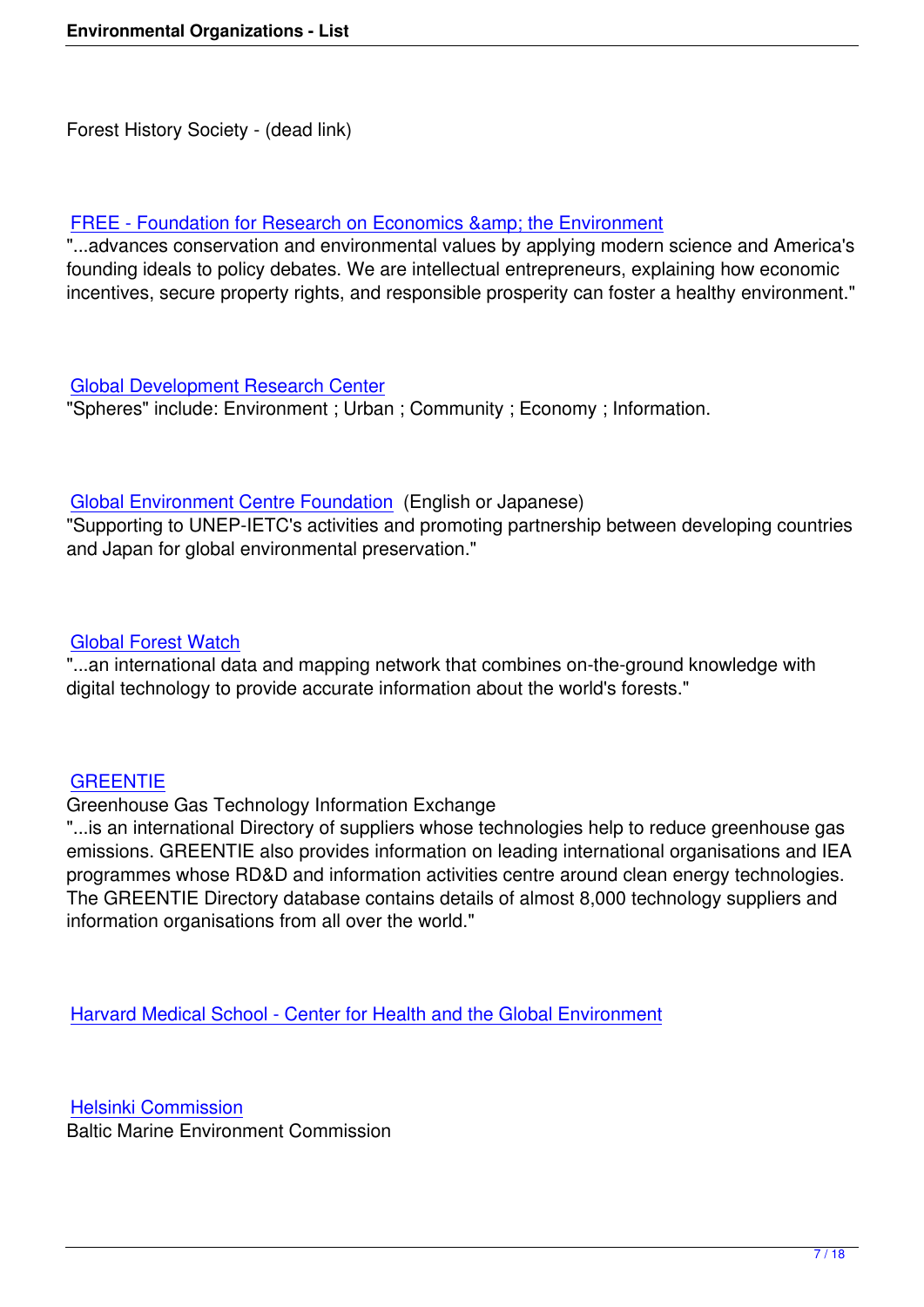Forest History Society - (dead link)

FREE - Foundation for Research on Economics &amp; the Environment
"...advances conservation and environmental values by applying modern science and America's founding ideals to policy debates. We are intellectual entrepreneurs, explaining how economic incentives, secure property rights, and responsible prosperity can foster a healthy environment."

Global Development Research Center
"Spheres" include: Environment ; Urban ; Community ; Economy ; Information.

Global Environment Centre Foundation (English or Japanese)
"Supporting to UNEP-IETC's activities and promoting partnership between developing countries and Japan for global environmental preservation."

Global Forest Watch
"...an international data and mapping network that combines on-the-ground knowledge with digital technology to provide accurate information about the world's forests."

GREENTIE
Greenhouse Gas Technology Information Exchange
"...is an international Directory of suppliers whose technologies help to reduce greenhouse gas emissions. GREENTIE also provides information on leading international organisations and IEA programmes whose RD&D and information activities centre around clean energy technologies. The GREENTIE Directory database contains details of almost 8,000 technology suppliers and information organisations from all over the world."

Harvard Medical School - Center for Health and the Global Environment

Helsinki Commission
Baltic Marine Environment Commission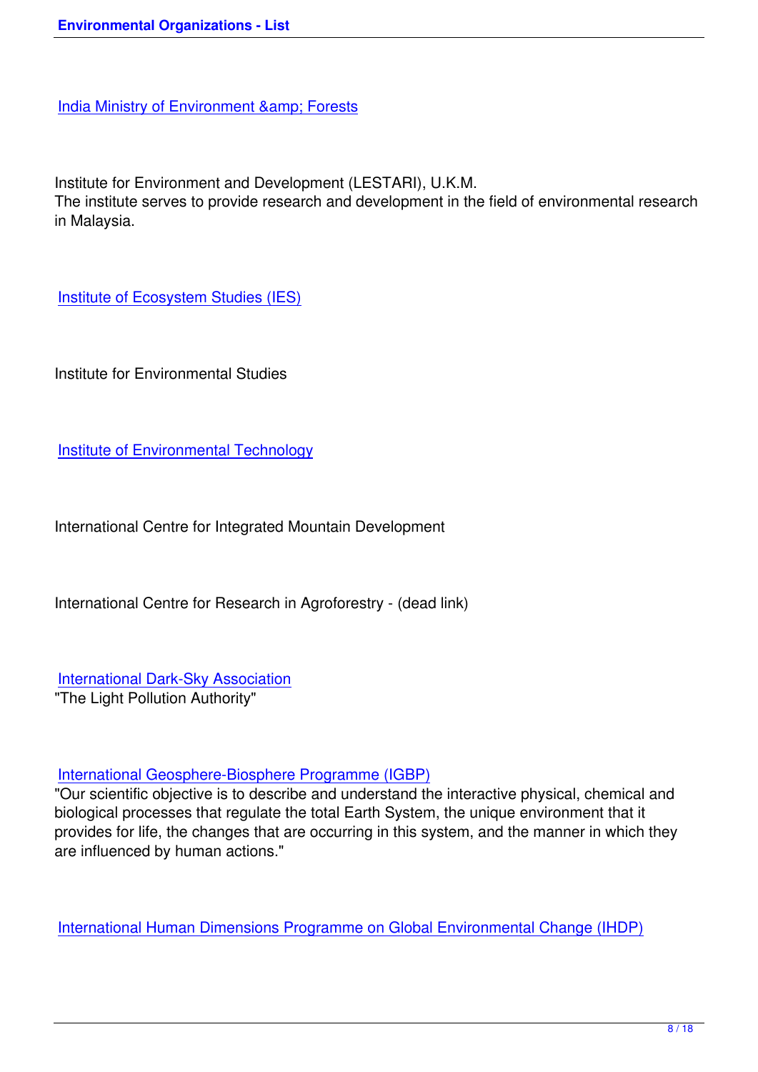India Ministry of Environment &amp; Forests

Institute for Environment and Development (LESTARI), U.K.M.
The institute serves to provide research and development in the field of environmental research in Malaysia.

Institute of Ecosystem Studies (IES)

Institute for Environmental Studies

Institute of Environmental Technology

International Centre for Integrated Mountain Development

International Centre for Research in Agroforestry - (dead link)

International Dark-Sky Association
"The Light Pollution Authority"

International Geosphere-Biosphere Programme (IGBP)
"Our scientific objective is to describe and understand the interactive physical, chemical and biological processes that regulate the total Earth System, the unique environment that it provides for life, the changes that are occurring in this system, and the manner in which they are influenced by human actions."

International Human Dimensions Programme on Global Environmental Change (IHDP)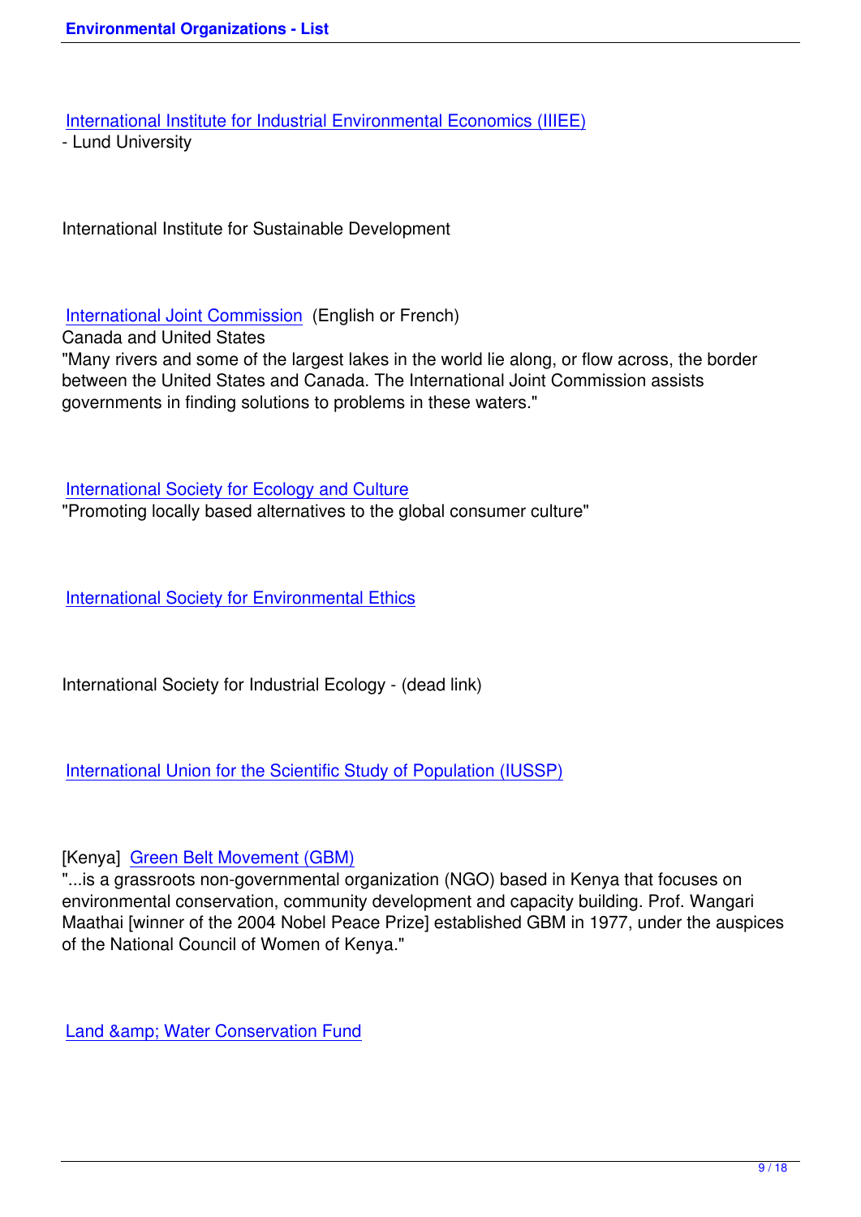International Institute for Industrial Environmental Economics (IIIEE)
- Lund University

International Institute for Sustainable Development

International Joint Commission (English or French)
Canada and United States
"Many rivers and some of the largest lakes in the world lie along, or flow across, the border between the United States and Canada. The International Joint Commission assists governments in finding solutions to problems in these waters."

International Society for Ecology and Culture
"Promoting locally based alternatives to the global consumer culture"

International Society for Environmental Ethics

International Society for Industrial Ecology - (dead link)

International Union for the Scientific Study of Population (IUSSP)

[Kenya] Green Belt Movement (GBM)
"...is a grassroots non-governmental organization (NGO) based in Kenya that focuses on environmental conservation, community development and capacity building. Prof. Wangari Maathai [winner of the 2004 Nobel Peace Prize] established GBM in 1977, under the auspices of the National Council of Women of Kenya."

Land &amp; Water Conservation Fund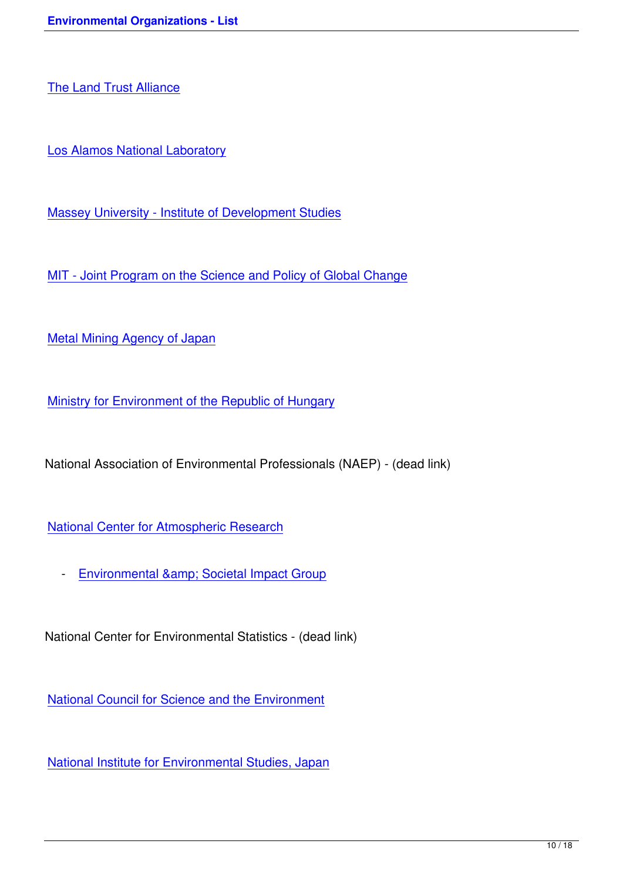The Land Trust Alliance

Los Alamos National Laboratory

Massey University - Institute of Development Studies

MIT - Joint Program on the Science and Policy of Global Change

Metal Mining Agency of Japan

Ministry for Environment of the Republic of Hungary

National Association of Environmental Professionals (NAEP) - (dead link)

National Center for Atmospheric Research

- Environmental &amp; Societal Impact Group

National Center for Environmental Statistics - (dead link)

National Council for Science and the Environment

National Institute for Environmental Studies, Japan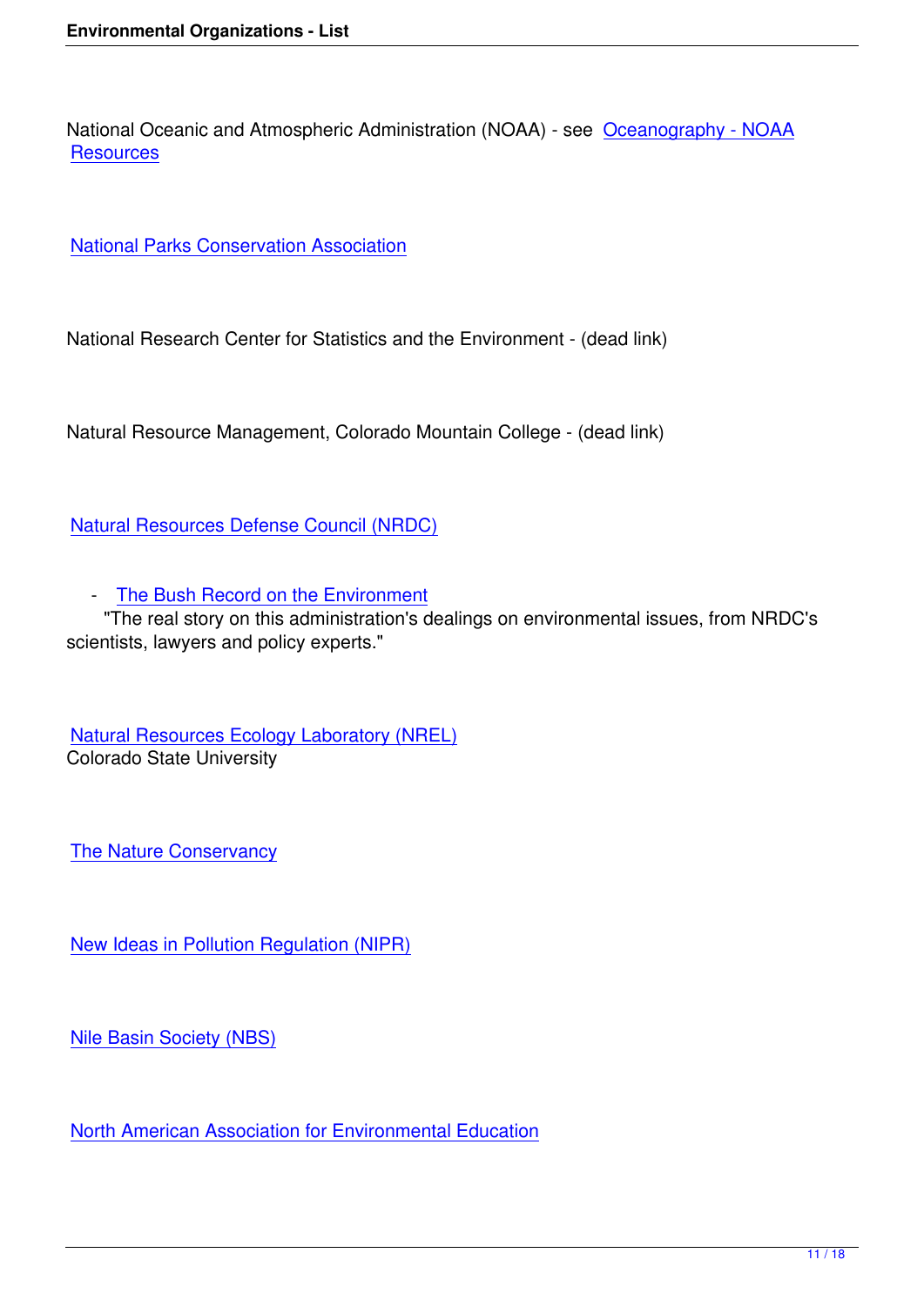National Oceanic and Atmospheric Administration (NOAA) - see Oceanography - NOAA Resources

National Parks Conservation Association

National Research Center for Statistics and the Environment - (dead link)

Natural Resource Management, Colorado Mountain College - (dead link)

Natural Resources Defense Council (NRDC)

- The Bush Record on the Environment
  "The real story on this administration's dealings on environmental issues, from NRDC's scientists, lawyers and policy experts."

Natural Resources Ecology Laboratory (NREL)
Colorado State University

The Nature Conservancy

New Ideas in Pollution Regulation (NIPR)

Nile Basin Society (NBS)

North American Association for Environmental Education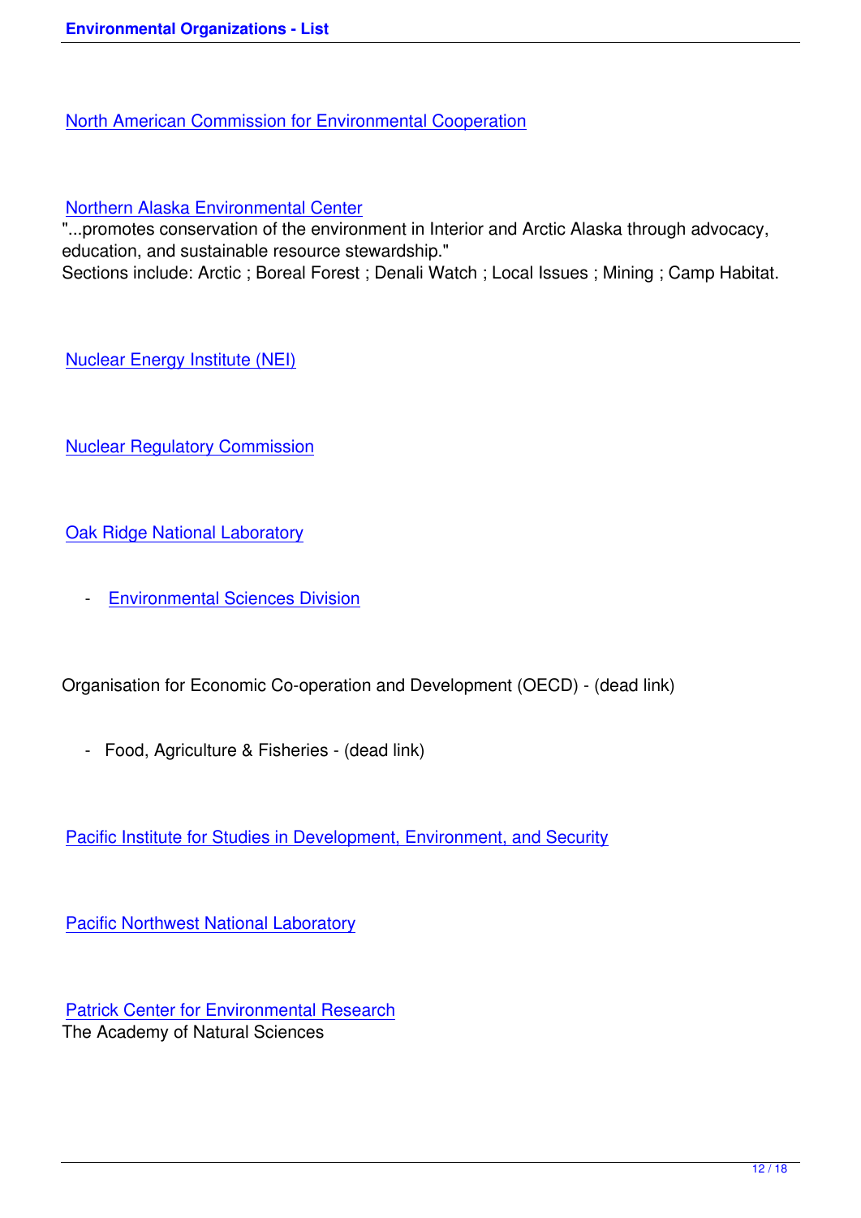North American Commission for Environmental Cooperation

Northern Alaska Environmental Center
"...promotes conservation of the environment in Interior and Arctic Alaska through advocacy, education, and sustainable resource stewardship."
Sections include: Arctic ; Boreal Forest ; Denali Watch ; Local Issues ; Mining ; Camp Habitat.

Nuclear Energy Institute (NEI)

Nuclear Regulatory Commission

Oak Ridge National Laboratory

- Environmental Sciences Division

Organisation for Economic Co-operation and Development (OECD) - (dead link)

- Food, Agriculture & Fisheries - (dead link)

Pacific Institute for Studies in Development, Environment, and Security

Pacific Northwest National Laboratory

Patrick Center for Environmental Research
The Academy of Natural Sciences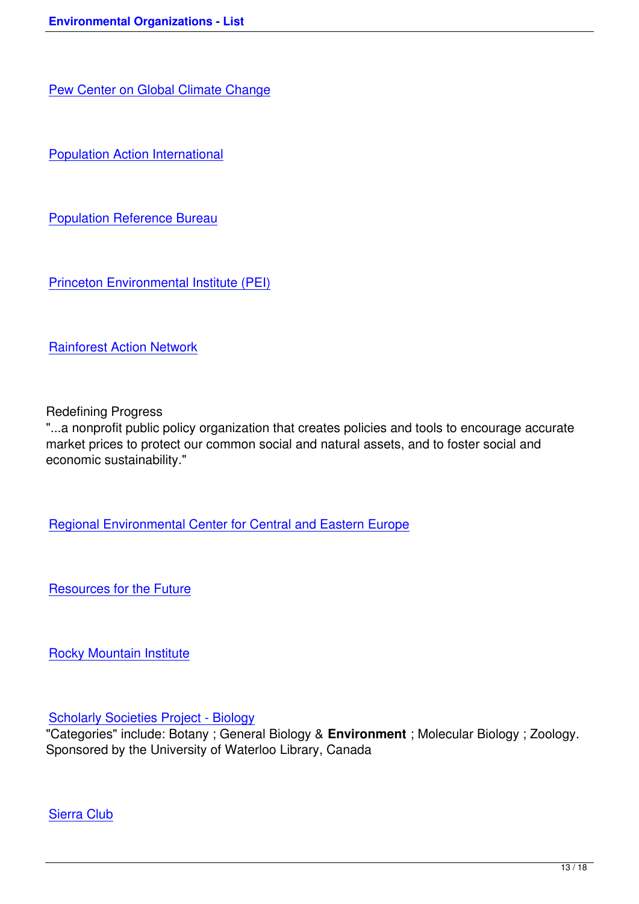Pew Center on Global Climate Change

Population Action International

Population Reference Bureau

Princeton Environmental Institute (PEI)

Rainforest Action Network

Redefining Progress
"...a nonprofit public policy organization that creates policies and tools to encourage accurate market prices to protect our common social and natural assets, and to foster social and economic sustainability."

Regional Environmental Center for Central and Eastern Europe

Resources for the Future

Rocky Mountain Institute

Scholarly Societies Project - Biology
"Categories" include: Botany ; General Biology & **Environment** ; Molecular Biology ; Zoology. Sponsored by the University of Waterloo Library, Canada

Sierra Club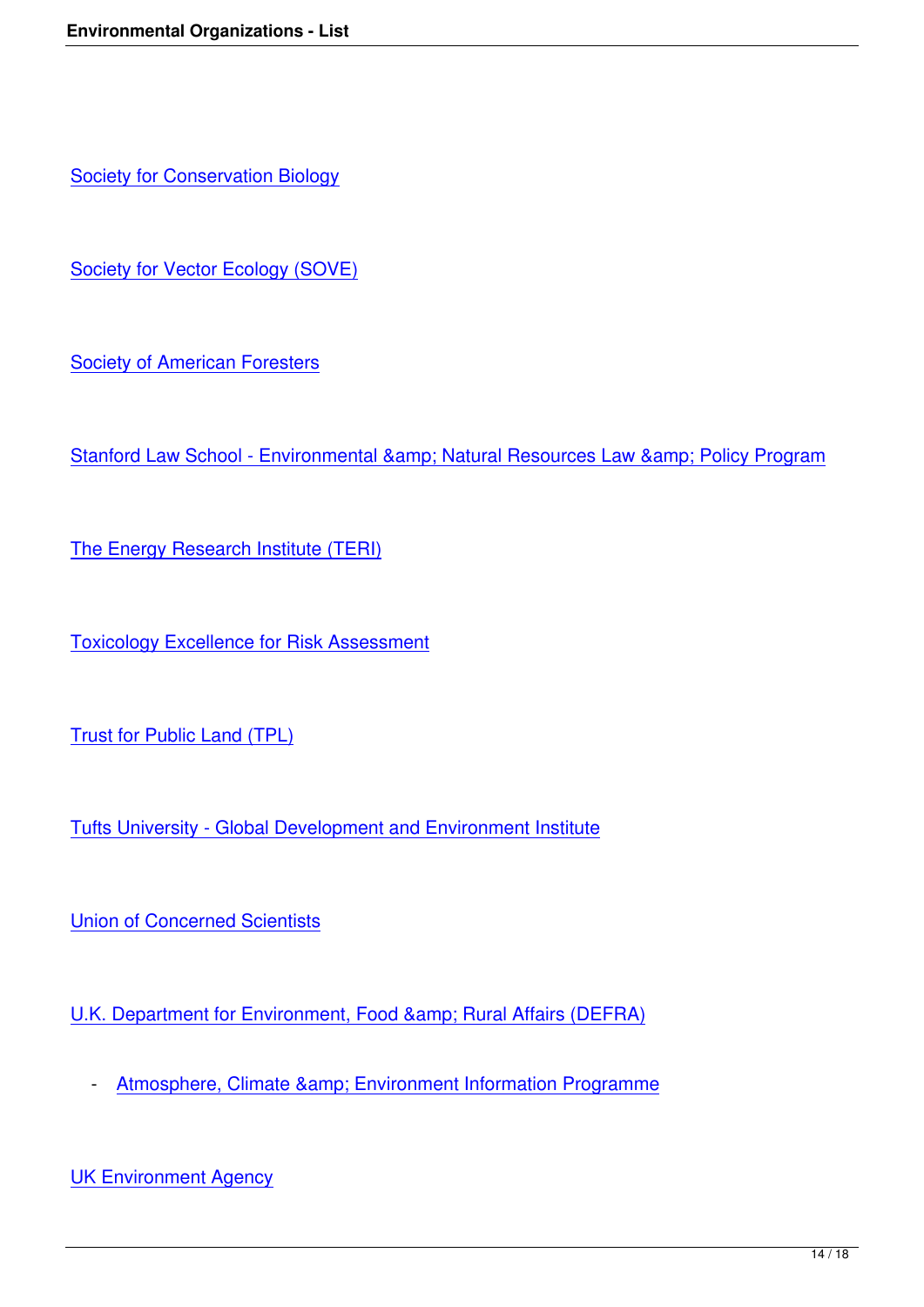Society for Conservation Biology

Society for Vector Ecology (SOVE)

Society of American Foresters

Stanford Law School - Environmental &amp; Natural Resources Law &amp; Policy Program

The Energy Research Institute (TERI)

Toxicology Excellence for Risk Assessment

Trust for Public Land (TPL)

Tufts University - Global Development and Environment Institute

Union of Concerned Scientists

U.K. Department for Environment, Food &amp; Rural Affairs (DEFRA)

- Atmosphere, Climate &amp; Environment Information Programme

UK Environment Agency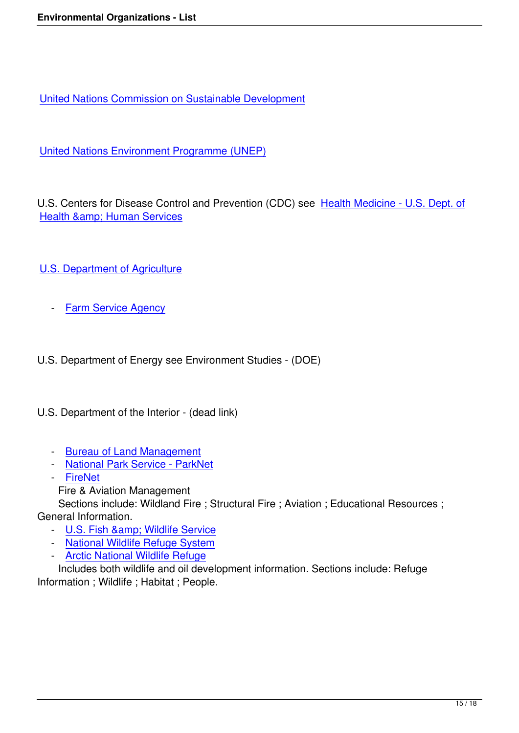United Nations Commission on Sustainable Development

United Nations Environment Programme (UNEP)

U.S. Centers for Disease Control and Prevention (CDC) see Health Medicine - U.S. Dept. of Health &amp; Human Services

U.S. Department of Agriculture

- Farm Service Agency

U.S. Department of Energy see Environment Studies - (DOE)

U.S. Department of the Interior - (dead link)

- Bureau of Land Management
- National Park Service - ParkNet
- FireNet
  Fire & Aviation Management
  Sections include: Wildland Fire ; Structural Fire ; Aviation ; Educational Resources ; General Information.
- U.S. Fish &amp; Wildlife Service
- National Wildlife Refuge System
- Arctic National Wildlife Refuge
  Includes both wildlife and oil development information. Sections include: Refuge Information ; Wildlife ; Habitat ; People.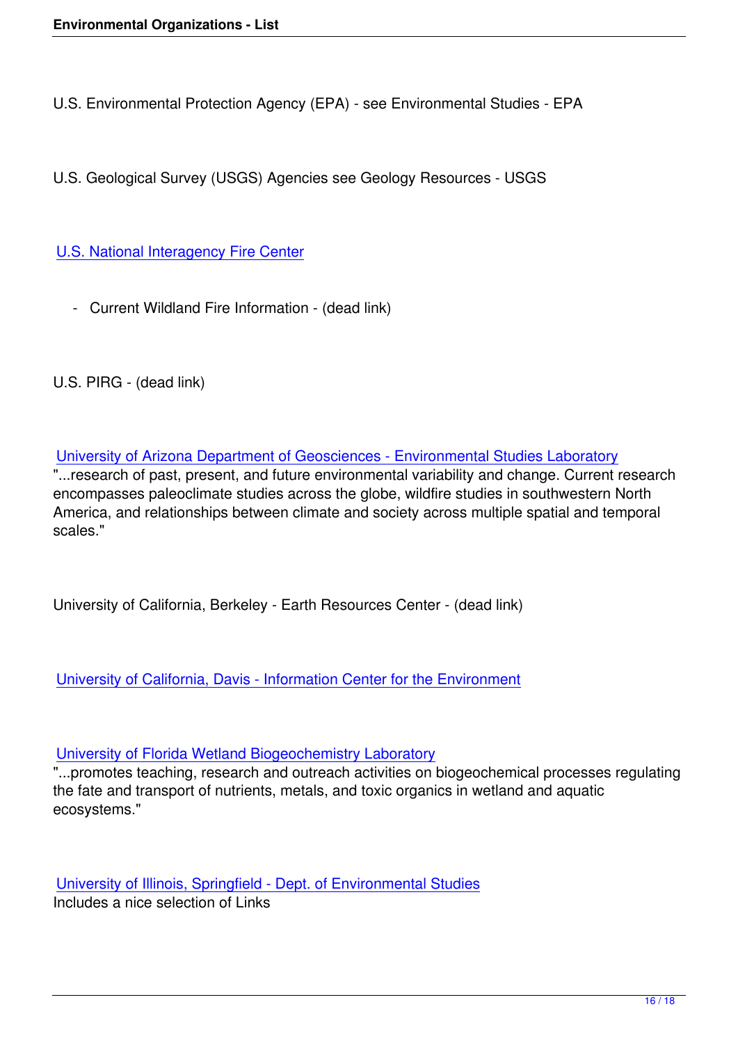U.S. Environmental Protection Agency (EPA) - see Environmental Studies - EPA

U.S. Geological Survey (USGS) Agencies see Geology Resources - USGS

U.S. National Interagency Fire Center

- Current Wildland Fire Information - (dead link)

U.S. PIRG - (dead link)

University of Arizona Department of Geosciences - Environmental Studies Laboratory
"...research of past, present, and future environmental variability and change. Current research encompasses paleoclimate studies across the globe, wildfire studies in southwestern North America, and relationships between climate and society across multiple spatial and temporal scales."

University of California, Berkeley - Earth Resources Center - (dead link)

University of California, Davis - Information Center for the Environment

University of Florida Wetland Biogeochemistry Laboratory
"...promotes teaching, research and outreach activities on biogeochemical processes regulating the fate and transport of nutrients, metals, and toxic organics in wetland and aquatic ecosystems."

University of Illinois, Springfield - Dept. of Environmental Studies
Includes a nice selection of Links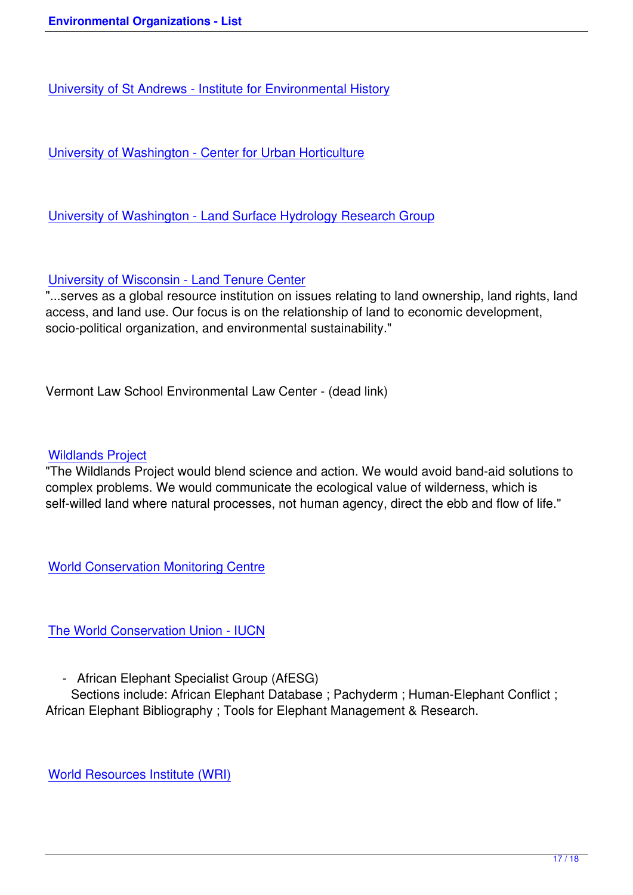University of St Andrews - Institute for Environmental History

University of Washington - Center for Urban Horticulture

University of Washington - Land Surface Hydrology Research Group

University of Wisconsin - Land Tenure Center
"...serves as a global resource institution on issues relating to land ownership, land rights, land access, and land use. Our focus is on the relationship of land to economic development, socio-political organization, and environmental sustainability."

Vermont Law School Environmental Law Center - (dead link)

Wildlands Project
"The Wildlands Project would blend science and action. We would avoid band-aid solutions to complex problems. We would communicate the ecological value of wilderness, which is self-willed land where natural processes, not human agency, direct the ebb and flow of life."

World Conservation Monitoring Centre

The World Conservation Union - IUCN

- African Elephant Specialist Group (AfESG)
  Sections include: African Elephant Database ; Pachyderm ; Human-Elephant Conflict ; African Elephant Bibliography ; Tools for Elephant Management & Research.

World Resources Institute (WRI)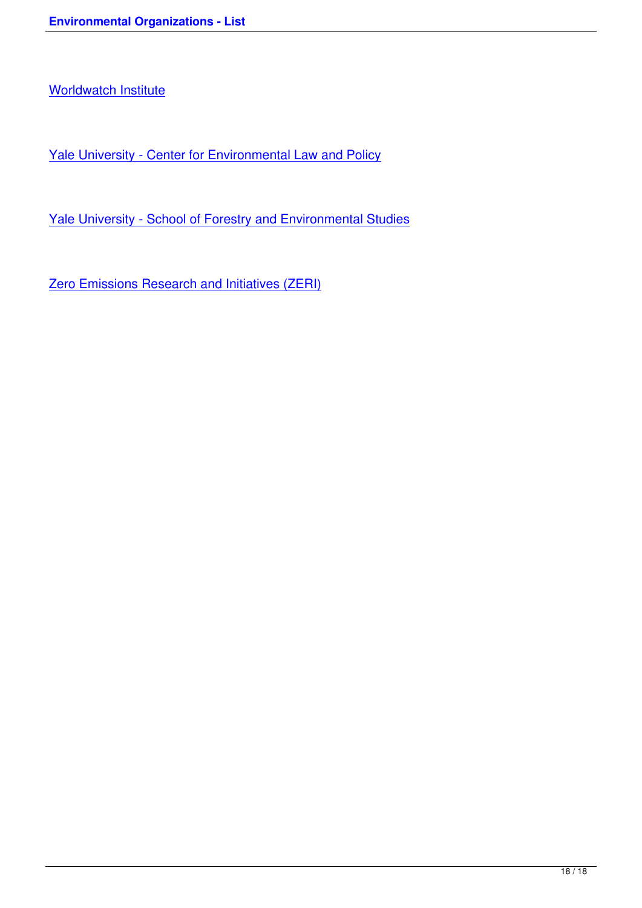Worldwatch Institute

Yale University - Center for Environmental Law and Policy

Yale University - School of Forestry and Environmental Studies

Zero Emissions Research and Initiatives (ZERI)